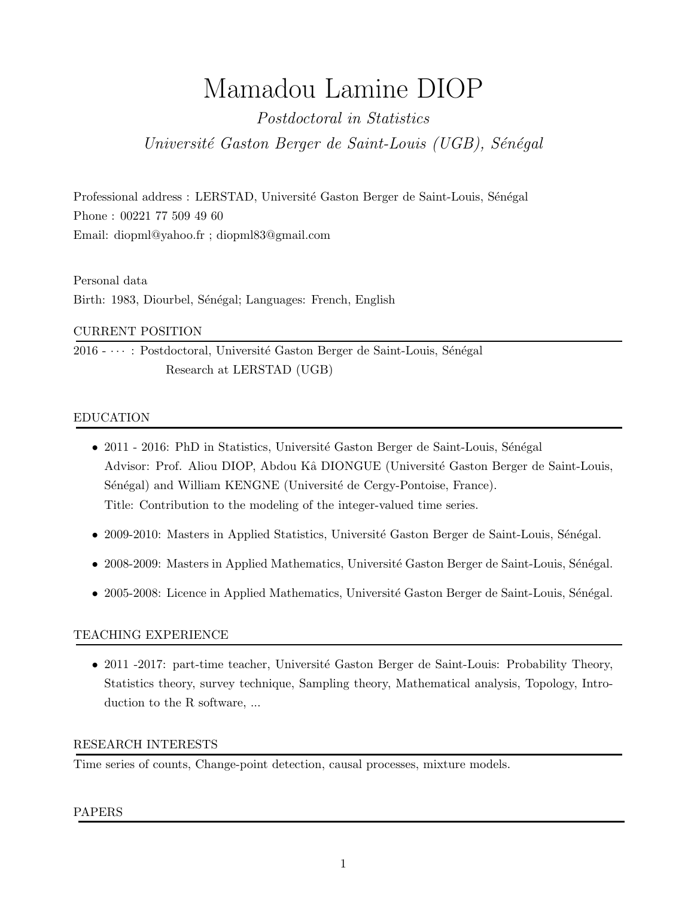# Mamadou Lamine DIOP

*Postdoctoral in Statistics*

*Université Gaston Berger de Saint-Louis (UGB), Sénégal*

Professional address : LERSTAD, Université Gaston Berger de Saint-Louis, Sénégal
Phone : 00221 77 509 49 60
Email: diopml@yahoo.fr ; diopml83@gmail.com

Personal data
Birth: 1983, Diourbel, Sénégal; Languages: French, English

## CURRENT POSITION

2016 - $\cdots$ : Postdoctoral, Université Gaston Berger de Saint-Louis, Sénégal
Research at LERSTAD (UGB)

## EDUCATION

- 2011 - 2016: PhD in Statistics, Université Gaston Berger de Saint-Louis, Sénégal
  Advisor: Prof. Aliou DIOP, Abdou Kâ DIONGUE (Université Gaston Berger de Saint-Louis, Sénégal) and William KENGNE (Université de Cergy-Pontoise, France).
  Title: Contribution to the modeling of the integer-valued time series.
- 2009-2010: Masters in Applied Statistics, Université Gaston Berger de Saint-Louis, Sénégal.
- 2008-2009: Masters in Applied Mathematics, Université Gaston Berger de Saint-Louis, Sénégal.
- 2005-2008: Licence in Applied Mathematics, Université Gaston Berger de Saint-Louis, Sénégal.

## TEACHING EXPERIENCE

- 2011 -2017: part-time teacher, Université Gaston Berger de Saint-Louis: Probability Theory, Statistics theory, survey technique, Sampling theory, Mathematical analysis, Topology, Introduction to the R software, ...

## RESEARCH INTERESTS

Time series of counts, Change-point detection, causal processes, mixture models.

## PAPERS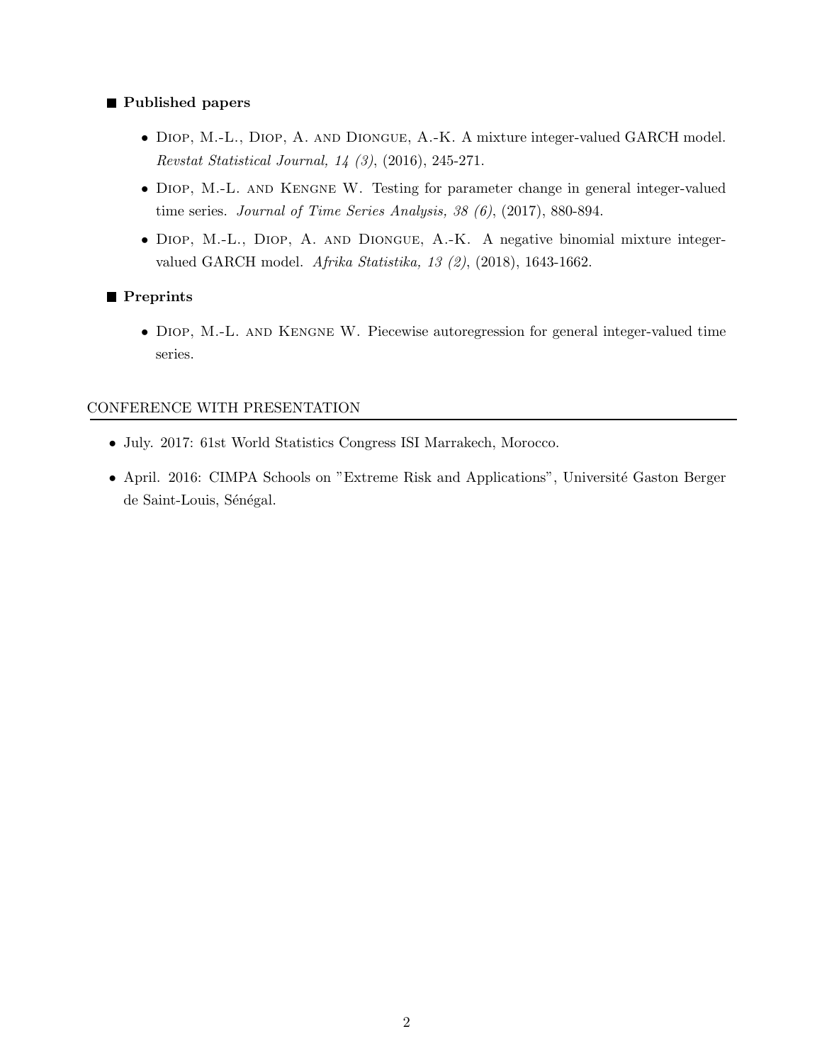### Published papers

- Diop, M.-L., Diop, A. and Diongue, A.-K. A mixture integer-valued GARCH model. *Revstat Statistical Journal, 14 (3)*, (2016), 245-271.
- Diop, M.-L. and Kengne W. Testing for parameter change in general integer-valued time series. *Journal of Time Series Analysis, 38 (6)*, (2017), 880-894.
- Diop, M.-L., Diop, A. and Diongue, A.-K. A negative binomial mixture integer-valued GARCH model. *Afrika Statistika, 13 (2)*, (2018), 1643-1662.

### Preprints

- Diop, M.-L. and Kengne W. Piecewise autoregression for general integer-valued time series.

## CONFERENCE WITH PRESENTATION

- July. 2017: 61st World Statistics Congress ISI Marrakech, Morocco.
- April. 2016: CIMPA Schools on "Extreme Risk and Applications", Université Gaston Berger de Saint-Louis, Sénégal.